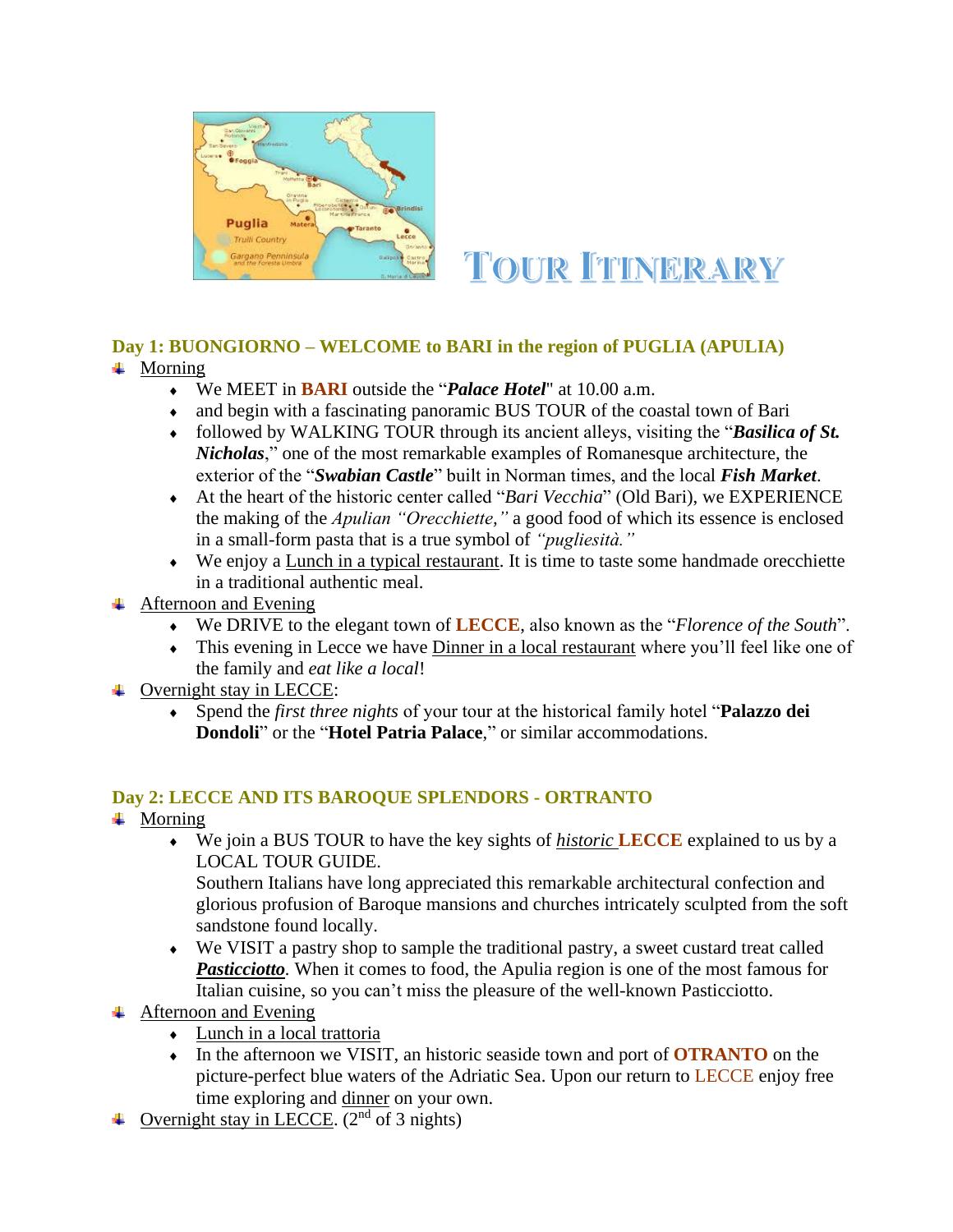# TOUR ITINERARY

## Day 1: BUONGIORNO – WELCOME to BARI in the region of PUGLIA (APULIA)

- Morning
  - We MEET in **BARI** outside the "***Palace Hotel***" at 10.00 a.m.
  - and begin with a fascinating panoramic BUS TOUR of the coastal town of Bari
  - followed by WALKING TOUR through its ancient alleys, visiting the "***Basilica of St. Nicholas***," one of the most remarkable examples of Romanesque architecture, the exterior of the "***Swabian Castle***" built in Norman times, and the local ***Fish Market***.
  - At the heart of the historic center called "*Bari Vecchia*" (Old Bari), we EXPERIENCE the making of the *Apulian "Orecchiette,"* a good food of which its essence is enclosed in a small-form pasta that is a true symbol of *"pugliesità."*
  - We enjoy a Lunch in a typical restaurant. It is time to taste some handmade orecchiette in a traditional authentic meal.
- Afternoon and Evening
  - We DRIVE to the elegant town of **LECCE**, also known as the "*Florence of the South*".
  - This evening in Lecce we have Dinner in a local restaurant where you'll feel like one of the family and *eat like a local*!
- Overnight stay in LECCE:
  - Spend the *first three nights* of your tour at the historical family hotel "**Palazzo dei Dondoli**" or the "**Hotel Patria Palace**," or similar accommodations.

## Day 2: LECCE AND ITS BAROQUE SPLENDORS - ORTRANTO

- Morning
  - We join a BUS TOUR to have the key sights of *historic* **LECCE** explained to us by a LOCAL TOUR GUIDE.

    Southern Italians have long appreciated this remarkable architectural confection and glorious profusion of Baroque mansions and churches intricately sculpted from the soft sandstone found locally.
  - We VISIT a pastry shop to sample the traditional pastry, a sweet custard treat called ***Pasticciotto***. When it comes to food, the Apulia region is one of the most famous for Italian cuisine, so you can't miss the pleasure of the well-known Pasticciotto.
- Afternoon and Evening
  - Lunch in a local trattoria
  - In the afternoon we VISIT, an historic seaside town and port of **OTRANTO** on the picture-perfect blue waters of the Adriatic Sea. Upon our return to LECCE enjoy free time exploring and dinner on your own.
- Overnight stay in LECCE. (2nd of 3 nights)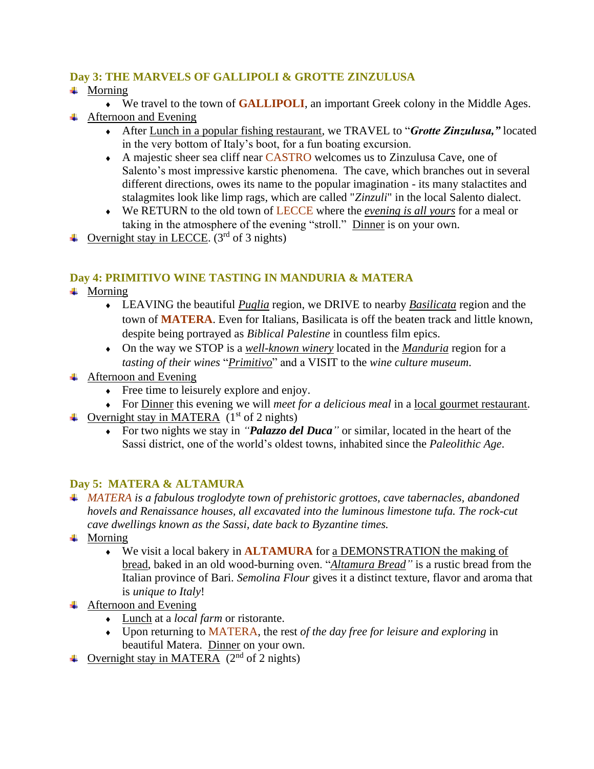### Day 3: THE MARVELS OF GALLIPOLI & GROTTE ZINZULUSA

- Morning
  - We travel to the town of **GALLIPOLI**, an important Greek colony in the Middle Ages.
- Afternoon and Evening
  - After Lunch in a popular fishing restaurant, we TRAVEL to "***Grotte Zinzulusa,"*** located in the very bottom of Italy's boot, for a fun boating excursion.
  - A majestic sheer sea cliff near CASTRO welcomes us to Zinzulusa Cave, one of Salento's most impressive karstic phenomena. The cave, which branches out in several different directions, owes its name to the popular imagination - its many stalactites and stalagmites look like limp rags, which are called "*Zinzuli*" in the local Salento dialect.
  - We RETURN to the old town of LECCE where the ***evening is all yours*** for a meal or taking in the atmosphere of the evening "stroll." Dinner is on your own.
- Overnight stay in LECCE. (3rd of 3 nights)

### Day 4: PRIMITIVO WINE TASTING IN MANDURIA & MATERA

- Morning
  - LEAVING the beautiful *Puglia* region, we DRIVE to nearby *Basilicata* region and the town of **MATERA**. Even for Italians, Basilicata is off the beaten track and little known, despite being portrayed as *Biblical Palestine* in countless film epics.
  - On the way we STOP is a *well-known winery* located in the *Manduria* region for a *tasting of their wines* "*Primitivo*" and a VISIT to the *wine culture museum*.
- Afternoon and Evening
  - Free time to leisurely explore and enjoy.
  - For Dinner this evening we will *meet for a delicious meal* in a local gourmet restaurant.
- Overnight stay in MATERA (1st of 2 nights)
  - For two nights we stay in *"**Palazzo del Duca**"* or similar, located in the heart of the Sassi district, one of the world's oldest towns, inhabited since the *Paleolithic Age*.

### Day 5: MATERA & ALTAMURA

- *MATERA is a fabulous troglodyte town of prehistoric grottoes, cave tabernacles, abandoned hovels and Renaissance houses, all excavated into the luminous limestone tufa. The rock-cut cave dwellings known as the Sassi, date back to Byzantine times.*
- Morning
  - We visit a local bakery in **ALTAMURA** for a DEMONSTRATION the making of bread, baked in an old wood-burning oven. "*Altamura Bread"* is a rustic bread from the Italian province of Bari. *Semolina Flour* gives it a distinct texture, flavor and aroma that is *unique to Italy*!
- Afternoon and Evening
  - Lunch at a *local farm* or ristorante.
  - Upon returning to MATERA, the rest *of the day free for leisure and exploring* in beautiful Matera. Dinner on your own.
- Overnight stay in MATERA (2nd of 2 nights)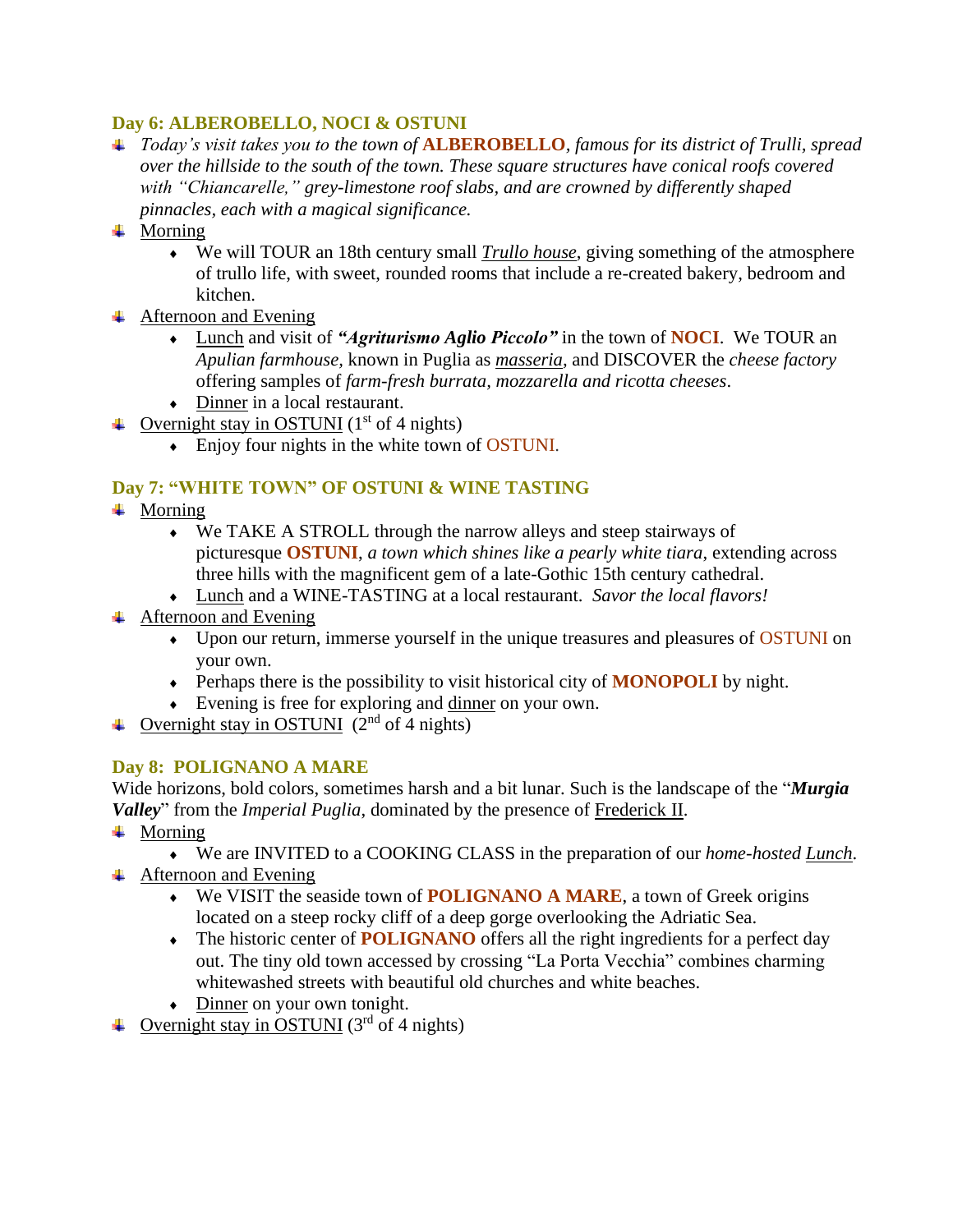### Day 6: ALBEROBELLO, NOCI & OSTUNI

- *Today's visit takes you to the town of* **ALBEROBELLO**, *famous for its district of Trulli, spread over the hillside to the south of the town. These square structures have conical roofs covered with "Chiancarelle," grey-limestone roof slabs, and are crowned by differently shaped pinnacles, each with a magical significance.*
- Morning
  - We will TOUR an 18th century small *Trullo house*, giving something of the atmosphere of trullo life, with sweet, rounded rooms that include a re-created bakery, bedroom and kitchen.
- Afternoon and Evening
  - Lunch and visit of ***"Agriturismo Aglio Piccolo"*** in the town of **NOCI**. We TOUR an *Apulian farmhouse*, known in Puglia as *masseria*, and DISCOVER the *cheese factory* offering samples of *farm-fresh burrata, mozzarella and ricotta cheeses*.
  - Dinner in a local restaurant.
- Overnight stay in OSTUNI (1st of 4 nights)
  - Enjoy four nights in the white town of OSTUNI.

### Day 7: "WHITE TOWN" OF OSTUNI & WINE TASTING

- Morning
  - We TAKE A STROLL through the narrow alleys and steep stairways of picturesque **OSTUNI**, *a town which shines like a pearly white tiara*, extending across three hills with the magnificent gem of a late-Gothic 15th century cathedral.
  - Lunch and a WINE-TASTING at a local restaurant. *Savor the local flavors!*
- Afternoon and Evening
  - Upon our return, immerse yourself in the unique treasures and pleasures of OSTUNI on your own.
  - Perhaps there is the possibility to visit historical city of **MONOPOLI** by night.
  - Evening is free for exploring and dinner on your own.
- Overnight stay in OSTUNI (2nd of 4 nights)

### Day 8: POLIGNANO A MARE

Wide horizons, bold colors, sometimes harsh and a bit lunar. Such is the landscape of the "***Murgia Valley***" from the *Imperial Puglia*, dominated by the presence of Frederick II.

- Morning
  - We are INVITED to a COOKING CLASS in the preparation of our *home-hosted Lunch*.
- Afternoon and Evening
  - We VISIT the seaside town of **POLIGNANO A MARE**, a town of Greek origins located on a steep rocky cliff of a deep gorge overlooking the Adriatic Sea.
  - The historic center of **POLIGNANO** offers all the right ingredients for a perfect day out. The tiny old town accessed by crossing "La Porta Vecchia" combines charming whitewashed streets with beautiful old churches and white beaches.
  - Dinner on your own tonight.
- Overnight stay in OSTUNI (3rd of 4 nights)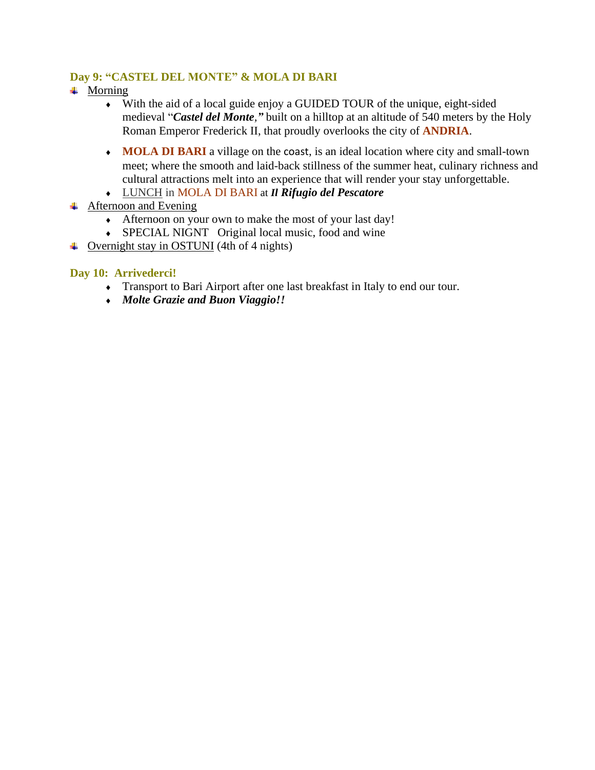### Day 9: "CASTEL DEL MONTE" & MOLA DI BARI

- Morning
  - With the aid of a local guide enjoy a GUIDED TOUR of the unique, eight-sided medieval "***Castel del Monte**,"* built on a hilltop at an altitude of 540 meters by the Holy Roman Emperor Frederick II, that proudly overlooks the city of **ANDRIA**.
  - **MOLA DI BARI** a village on the coast, is an ideal location where city and small-town meet; where the smooth and laid-back stillness of the summer heat, culinary richness and cultural attractions melt into an experience that will render your stay unforgettable.
  - LUNCH in MOLA DI BARI at ***Il Rifugio del Pescatore***
- Afternoon and Evening
  - Afternoon on your own to make the most of your last day!
  - SPECIAL NIGNT   Original local music, food and wine
- Overnight stay in OSTUNI (4th of 4 nights)

### Day 10:  Arrivederci!

- Transport to Bari Airport after one last breakfast in Italy to end our tour.
- ***Molte Grazie and Buon Viaggio!!***